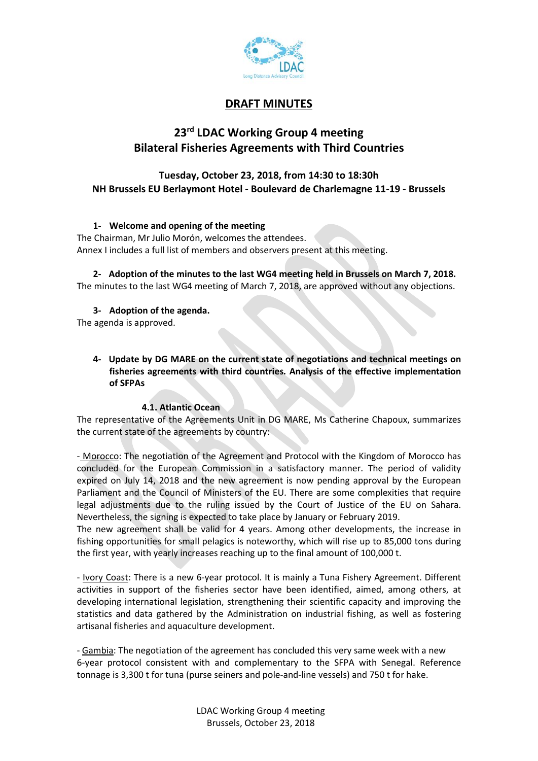# DRAFT MINUTES

## 23rd LDAC Working Group 4 meeting
## Bilateral Fisheries Agreements with Third Countries

**Tuesday, October 23, 2018, from 14:30 to 18:30h**
**NH Brussels EU Berlaymont Hotel - Boulevard de Charlemagne 11-19 - Brussels**

### 1- Welcome and opening of the meeting

The Chairman, Mr Julio Morón, welcomes the attendees.
Annex I includes a full list of members and observers present at this meeting.

### 2- Adoption of the minutes to the last WG4 meeting held in Brussels on March 7, 2018.

The minutes to the last WG4 meeting of March 7, 2018, are approved without any objections.

### 3- Adoption of the agenda.

The agenda is approved.

### 4- Update by DG MARE on the current state of negotiations and technical meetings on fisheries agreements with third countries. Analysis of the effective implementation of SFPAs

#### 4.1. Atlantic Ocean

The representative of the Agreements Unit in DG MARE, Ms Catherine Chapoux, summarizes the current state of the agreements by country:

- Morocco: The negotiation of the Agreement and Protocol with the Kingdom of Morocco has concluded for the European Commission in a satisfactory manner. The period of validity expired on July 14, 2018 and the new agreement is now pending approval by the European Parliament and the Council of Ministers of the EU. There are some complexities that require legal adjustments due to the ruling issued by the Court of Justice of the EU on Sahara. Nevertheless, the signing is expected to take place by January or February 2019.
The new agreement shall be valid for 4 years. Among other developments, the increase in fishing opportunities for small pelagics is noteworthy, which will rise up to 85,000 tons during the first year, with yearly increases reaching up to the final amount of 100,000 t.

- Ivory Coast: There is a new 6-year protocol. It is mainly a Tuna Fishery Agreement. Different activities in support of the fisheries sector have been identified, aimed, among others, at developing international legislation, strengthening their scientific capacity and improving the statistics and data gathered by the Administration on industrial fishing, as well as fostering artisanal fisheries and aquaculture development.

- Gambia: The negotiation of the agreement has concluded this very same week with a new 6-year protocol consistent with and complementary to the SFPA with Senegal. Reference tonnage is 3,300 t for tuna (purse seiners and pole-and-line vessels) and 750 t for hake.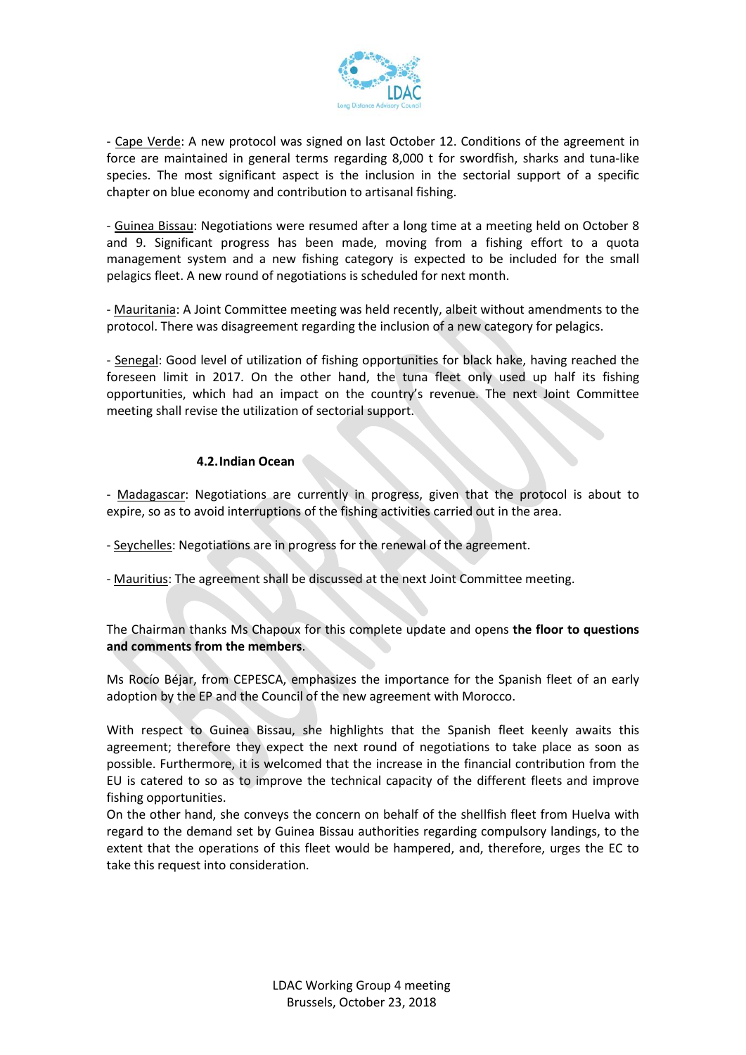- Cape Verde: A new protocol was signed on last October 12. Conditions of the agreement in force are maintained in general terms regarding 8,000 t for swordfish, sharks and tuna-like species. The most significant aspect is the inclusion in the sectorial support of a specific chapter on blue economy and contribution to artisanal fishing.

- Guinea Bissau: Negotiations were resumed after a long time at a meeting held on October 8 and 9. Significant progress has been made, moving from a fishing effort to a quota management system and a new fishing category is expected to be included for the small pelagics fleet. A new round of negotiations is scheduled for next month.

- Mauritania: A Joint Committee meeting was held recently, albeit without amendments to the protocol. There was disagreement regarding the inclusion of a new category for pelagics.

- Senegal: Good level of utilization of fishing opportunities for black hake, having reached the foreseen limit in 2017. On the other hand, the tuna fleet only used up half its fishing opportunities, which had an impact on the country's revenue. The next Joint Committee meeting shall revise the utilization of sectorial support.

### 4.2. Indian Ocean

- Madagascar: Negotiations are currently in progress, given that the protocol is about to expire, so as to avoid interruptions of the fishing activities carried out in the area.

- Seychelles: Negotiations are in progress for the renewal of the agreement.

- Mauritius: The agreement shall be discussed at the next Joint Committee meeting.

The Chairman thanks Ms Chapoux for this complete update and opens **the floor to questions and comments from the members**.

Ms Rocío Béjar, from CEPESCA, emphasizes the importance for the Spanish fleet of an early adoption by the EP and the Council of the new agreement with Morocco.

With respect to Guinea Bissau, she highlights that the Spanish fleet keenly awaits this agreement; therefore they expect the next round of negotiations to take place as soon as possible. Furthermore, it is welcomed that the increase in the financial contribution from the EU is catered to so as to improve the technical capacity of the different fleets and improve fishing opportunities.

On the other hand, she conveys the concern on behalf of the shellfish fleet from Huelva with regard to the demand set by Guinea Bissau authorities regarding compulsory landings, to the extent that the operations of this fleet would be hampered, and, therefore, urges the EC to take this request into consideration.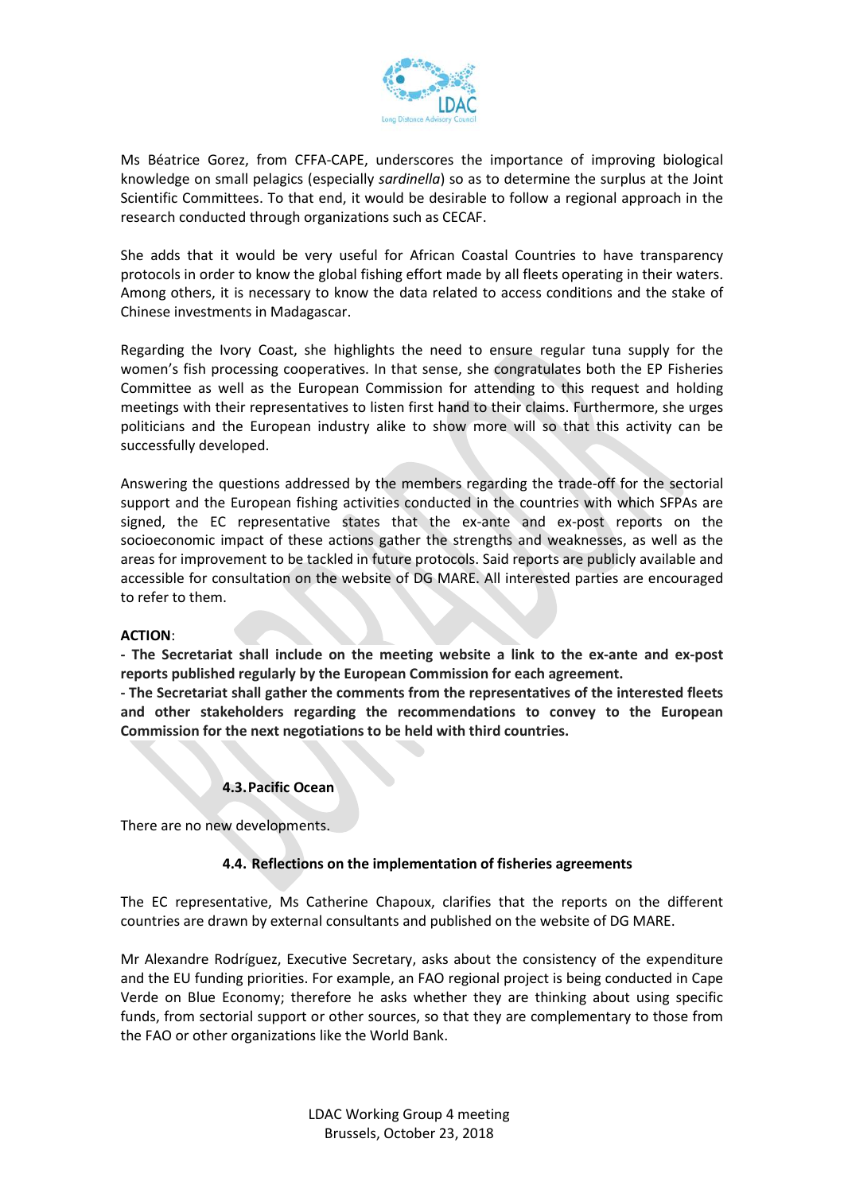Ms Béatrice Gorez, from CFFA-CAPE, underscores the importance of improving biological knowledge on small pelagics (especially *sardinella*) so as to determine the surplus at the Joint Scientific Committees. To that end, it would be desirable to follow a regional approach in the research conducted through organizations such as CECAF.

She adds that it would be very useful for African Coastal Countries to have transparency protocols in order to know the global fishing effort made by all fleets operating in their waters. Among others, it is necessary to know the data related to access conditions and the stake of Chinese investments in Madagascar.

Regarding the Ivory Coast, she highlights the need to ensure regular tuna supply for the women's fish processing cooperatives. In that sense, she congratulates both the EP Fisheries Committee as well as the European Commission for attending to this request and holding meetings with their representatives to listen first hand to their claims. Furthermore, she urges politicians and the European industry alike to show more will so that this activity can be successfully developed.

Answering the questions addressed by the members regarding the trade-off for the sectorial support and the European fishing activities conducted in the countries with which SFPAs are signed, the EC representative states that the ex-ante and ex-post reports on the socioeconomic impact of these actions gather the strengths and weaknesses, as well as the areas for improvement to be tackled in future protocols. Said reports are publicly available and accessible for consultation on the website of DG MARE. All interested parties are encouraged to refer to them.

**ACTION**:

**- The Secretariat shall include on the meeting website a link to the ex-ante and ex-post reports published regularly by the European Commission for each agreement.**

**- The Secretariat shall gather the comments from the representatives of the interested fleets and other stakeholders regarding the recommendations to convey to the European Commission for the next negotiations to be held with third countries.**

### 4.3. Pacific Ocean

There are no new developments.

### 4.4. Reflections on the implementation of fisheries agreements

The EC representative, Ms Catherine Chapoux, clarifies that the reports on the different countries are drawn by external consultants and published on the website of DG MARE.

Mr Alexandre Rodríguez, Executive Secretary, asks about the consistency of the expenditure and the EU funding priorities. For example, an FAO regional project is being conducted in Cape Verde on Blue Economy; therefore he asks whether they are thinking about using specific funds, from sectorial support or other sources, so that they are complementary to those from the FAO or other organizations like the World Bank.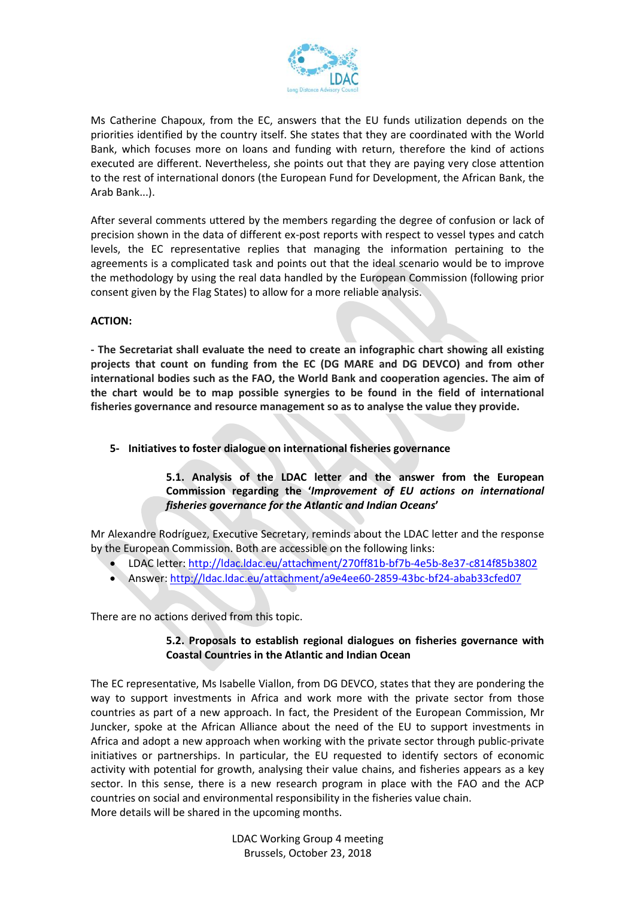Ms Catherine Chapoux, from the EC, answers that the EU funds utilization depends on the priorities identified by the country itself. She states that they are coordinated with the World Bank, which focuses more on loans and funding with return, therefore the kind of actions executed are different. Nevertheless, she points out that they are paying very close attention to the rest of international donors (the European Fund for Development, the African Bank, the Arab Bank...).

After several comments uttered by the members regarding the degree of confusion or lack of precision shown in the data of different ex-post reports with respect to vessel types and catch levels, the EC representative replies that managing the information pertaining to the agreements is a complicated task and points out that the ideal scenario would be to improve the methodology by using the real data handled by the European Commission (following prior consent given by the Flag States) to allow for a more reliable analysis.

**ACTION:**

**- The Secretariat shall evaluate the need to create an infographic chart showing all existing projects that count on funding from the EC (DG MARE and DG DEVCO) and from other international bodies such as the FAO, the World Bank and cooperation agencies. The aim of the chart would be to map possible synergies to be found in the field of international fisheries governance and resource management so as to analyse the value they provide.**

## 5- Initiatives to foster dialogue on international fisheries governance

### 5.1. Analysis of the LDAC letter and the answer from the European Commission regarding the '*Improvement of EU actions on international fisheries governance for the Atlantic and Indian Oceans*'

Mr Alexandre Rodríguez, Executive Secretary, reminds about the LDAC letter and the response by the European Commission. Both are accessible on the following links:

- LDAC letter: http://ldac.ldac.eu/attachment/270ff81b-bf7b-4e5b-8e37-c814f85b3802
- Answer: http://ldac.ldac.eu/attachment/a9e4ee60-2859-43bc-bf24-abab33cfed07

There are no actions derived from this topic.

### 5.2. Proposals to establish regional dialogues on fisheries governance with Coastal Countries in the Atlantic and Indian Ocean

The EC representative, Ms Isabelle Viallon, from DG DEVCO, states that they are pondering the way to support investments in Africa and work more with the private sector from those countries as part of a new approach. In fact, the President of the European Commission, Mr Juncker, spoke at the African Alliance about the need of the EU to support investments in Africa and adopt a new approach when working with the private sector through public-private initiatives or partnerships. In particular, the EU requested to identify sectors of economic activity with potential for growth, analysing their value chains, and fisheries appears as a key sector. In this sense, there is a new research program in place with the FAO and the ACP countries on social and environmental responsibility in the fisheries value chain.
More details will be shared in the upcoming months.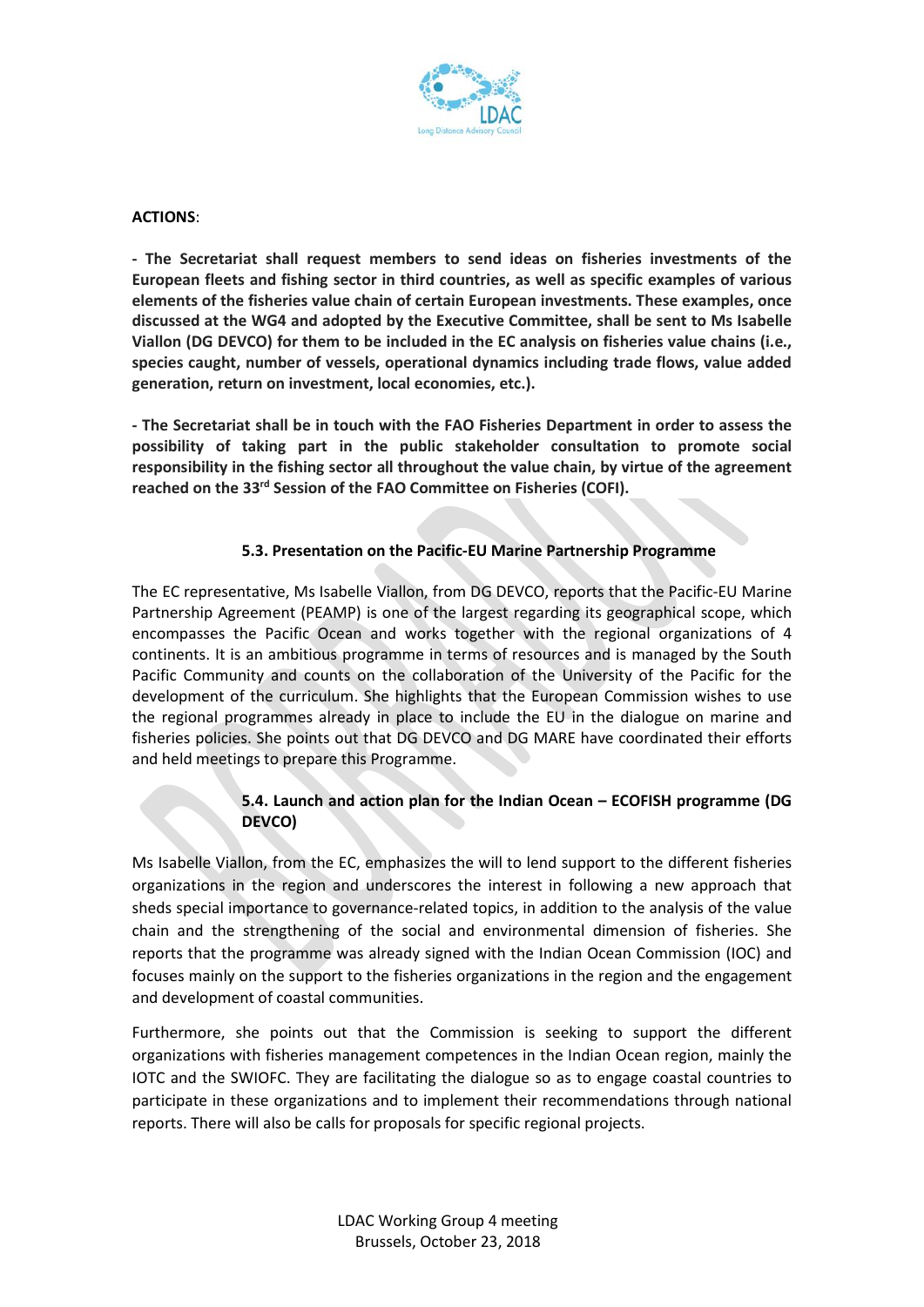**ACTIONS**:

**- The Secretariat shall request members to send ideas on fisheries investments of the European fleets and fishing sector in third countries, as well as specific examples of various elements of the fisheries value chain of certain European investments. These examples, once discussed at the WG4 and adopted by the Executive Committee, shall be sent to Ms Isabelle Viallon (DG DEVCO) for them to be included in the EC analysis on fisheries value chains (i.e., species caught, number of vessels, operational dynamics including trade flows, value added generation, return on investment, local economies, etc.).**

**- The Secretariat shall be in touch with the FAO Fisheries Department in order to assess the possibility of taking part in the public stakeholder consultation to promote social responsibility in the fishing sector all throughout the value chain, by virtue of the agreement reached on the 33rd Session of the FAO Committee on Fisheries (COFI).**

### 5.3. Presentation on the Pacific-EU Marine Partnership Programme

The EC representative, Ms Isabelle Viallon, from DG DEVCO, reports that the Pacific-EU Marine Partnership Agreement (PEAMP) is one of the largest regarding its geographical scope, which encompasses the Pacific Ocean and works together with the regional organizations of 4 continents. It is an ambitious programme in terms of resources and is managed by the South Pacific Community and counts on the collaboration of the University of the Pacific for the development of the curriculum. She highlights that the European Commission wishes to use the regional programmes already in place to include the EU in the dialogue on marine and fisheries policies. She points out that DG DEVCO and DG MARE have coordinated their efforts and held meetings to prepare this Programme.

### 5.4. Launch and action plan for the Indian Ocean – ECOFISH programme (DG DEVCO)

Ms Isabelle Viallon, from the EC, emphasizes the will to lend support to the different fisheries organizations in the region and underscores the interest in following a new approach that sheds special importance to governance-related topics, in addition to the analysis of the value chain and the strengthening of the social and environmental dimension of fisheries. She reports that the programme was already signed with the Indian Ocean Commission (IOC) and focuses mainly on the support to the fisheries organizations in the region and the engagement and development of coastal communities.

Furthermore, she points out that the Commission is seeking to support the different organizations with fisheries management competences in the Indian Ocean region, mainly the IOTC and the SWIOFC. They are facilitating the dialogue so as to engage coastal countries to participate in these organizations and to implement their recommendations through national reports. There will also be calls for proposals for specific regional projects.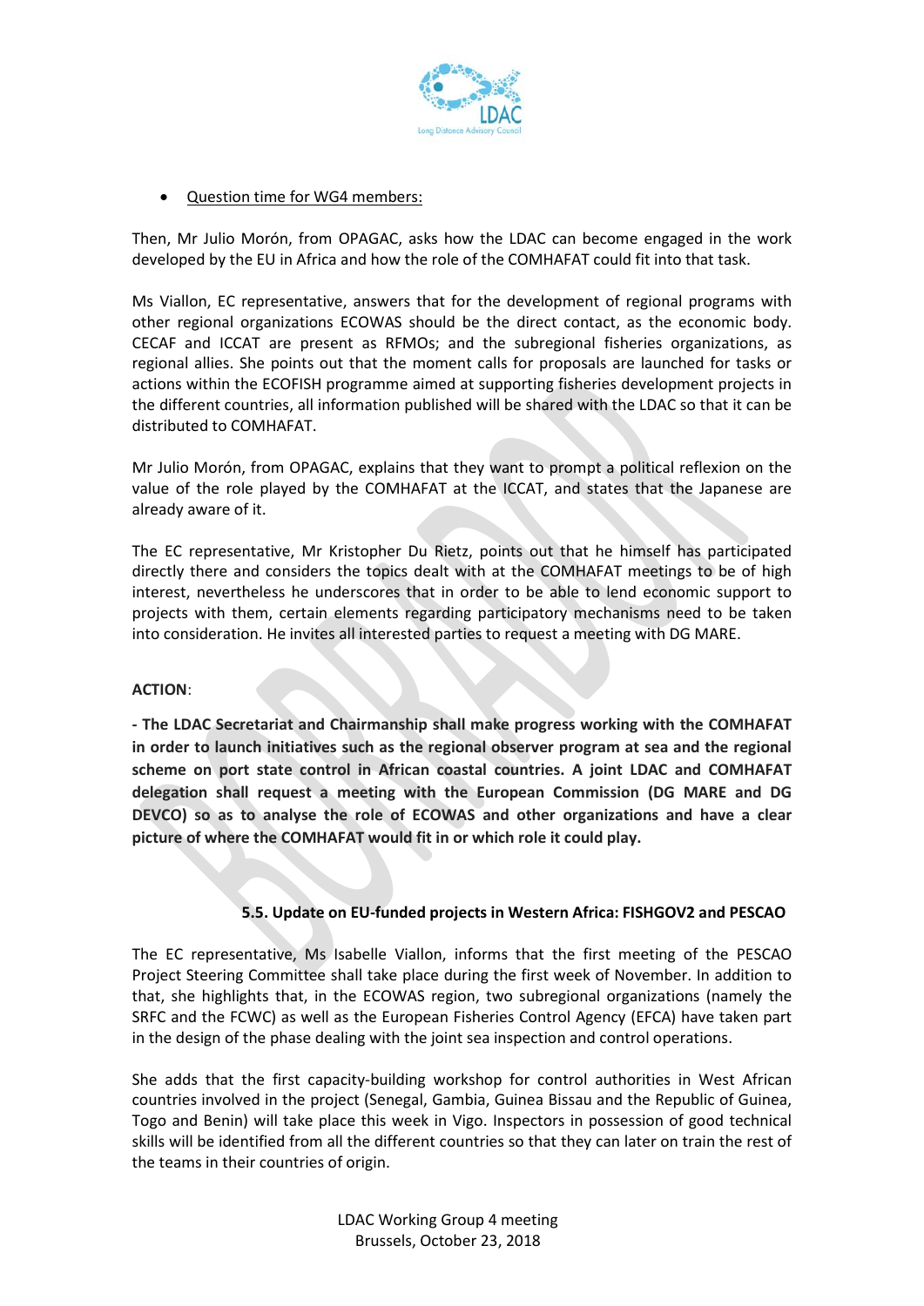- Question time for WG4 members:

Then, Mr Julio Morón, from OPAGAC, asks how the LDAC can become engaged in the work developed by the EU in Africa and how the role of the COMHAFAT could fit into that task.

Ms Viallon, EC representative, answers that for the development of regional programs with other regional organizations ECOWAS should be the direct contact, as the economic body. CECAF and ICCAT are present as RFMOs; and the subregional fisheries organizations, as regional allies. She points out that the moment calls for proposals are launched for tasks or actions within the ECOFISH programme aimed at supporting fisheries development projects in the different countries, all information published will be shared with the LDAC so that it can be distributed to COMHAFAT.

Mr Julio Morón, from OPAGAC, explains that they want to prompt a political reflexion on the value of the role played by the COMHAFAT at the ICCAT, and states that the Japanese are already aware of it.

The EC representative, Mr Kristopher Du Rietz, points out that he himself has participated directly there and considers the topics dealt with at the COMHAFAT meetings to be of high interest, nevertheless he underscores that in order to be able to lend economic support to projects with them, certain elements regarding participatory mechanisms need to be taken into consideration. He invites all interested parties to request a meeting with DG MARE.

**ACTION**:

**- The LDAC Secretariat and Chairmanship shall make progress working with the COMHAFAT in order to launch initiatives such as the regional observer program at sea and the regional scheme on port state control in African coastal countries. A joint LDAC and COMHAFAT delegation shall request a meeting with the European Commission (DG MARE and DG DEVCO) so as to analyse the role of ECOWAS and other organizations and have a clear picture of where the COMHAFAT would fit in or which role it could play.**

### 5.5. Update on EU-funded projects in Western Africa: FISHGOV2 and PESCAO

The EC representative, Ms Isabelle Viallon, informs that the first meeting of the PESCAO Project Steering Committee shall take place during the first week of November. In addition to that, she highlights that, in the ECOWAS region, two subregional organizations (namely the SRFC and the FCWC) as well as the European Fisheries Control Agency (EFCA) have taken part in the design of the phase dealing with the joint sea inspection and control operations.

She adds that the first capacity-building workshop for control authorities in West African countries involved in the project (Senegal, Gambia, Guinea Bissau and the Republic of Guinea, Togo and Benin) will take place this week in Vigo. Inspectors in possession of good technical skills will be identified from all the different countries so that they can later on train the rest of the teams in their countries of origin.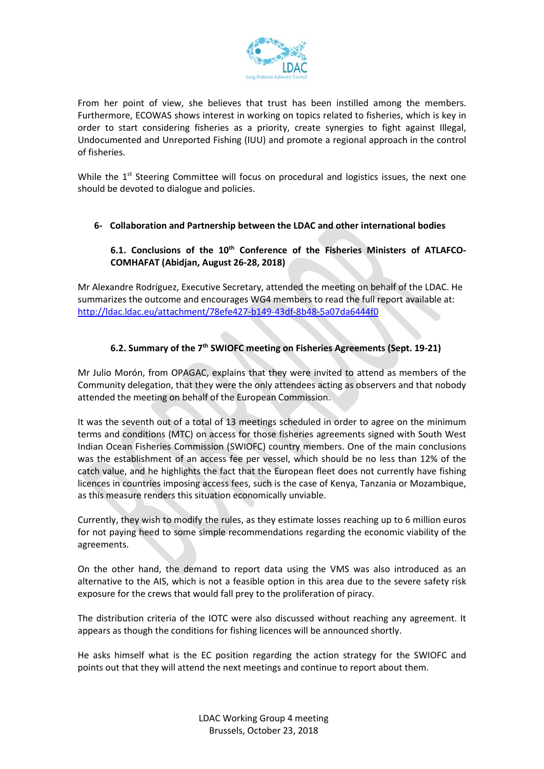From her point of view, she believes that trust has been instilled among the members. Furthermore, ECOWAS shows interest in working on topics related to fisheries, which is key in order to start considering fisheries as a priority, create synergies to fight against Illegal, Undocumented and Unreported Fishing (IUU) and promote a regional approach in the control of fisheries.

While the 1st Steering Committee will focus on procedural and logistics issues, the next one should be devoted to dialogue and policies.

## 6- Collaboration and Partnership between the LDAC and other international bodies

### 6.1. Conclusions of the 10th Conference of the Fisheries Ministers of ATLAFCO-COMHAFAT (Abidjan, August 26-28, 2018)

Mr Alexandre Rodríguez, Executive Secretary, attended the meeting on behalf of the LDAC. He summarizes the outcome and encourages WG4 members to read the full report available at: http://ldac.ldac.eu/attachment/78efe427-b149-43df-8b48-5a07da6444f0

### 6.2. Summary of the 7th SWIOFC meeting on Fisheries Agreements (Sept. 19-21)

Mr Julio Morón, from OPAGAC, explains that they were invited to attend as members of the Community delegation, that they were the only attendees acting as observers and that nobody attended the meeting on behalf of the European Commission.

It was the seventh out of a total of 13 meetings scheduled in order to agree on the minimum terms and conditions (MTC) on access for those fisheries agreements signed with South West Indian Ocean Fisheries Commission (SWIOFC) country members. One of the main conclusions was the establishment of an access fee per vessel, which should be no less than 12% of the catch value, and he highlights the fact that the European fleet does not currently have fishing licences in countries imposing access fees, such is the case of Kenya, Tanzania or Mozambique, as this measure renders this situation economically unviable.

Currently, they wish to modify the rules, as they estimate losses reaching up to 6 million euros for not paying heed to some simple recommendations regarding the economic viability of the agreements.

On the other hand, the demand to report data using the VMS was also introduced as an alternative to the AIS, which is not a feasible option in this area due to the severe safety risk exposure for the crews that would fall prey to the proliferation of piracy.

The distribution criteria of the IOTC were also discussed without reaching any agreement. It appears as though the conditions for fishing licences will be announced shortly.

He asks himself what is the EC position regarding the action strategy for the SWIOFC and points out that they will attend the next meetings and continue to report about them.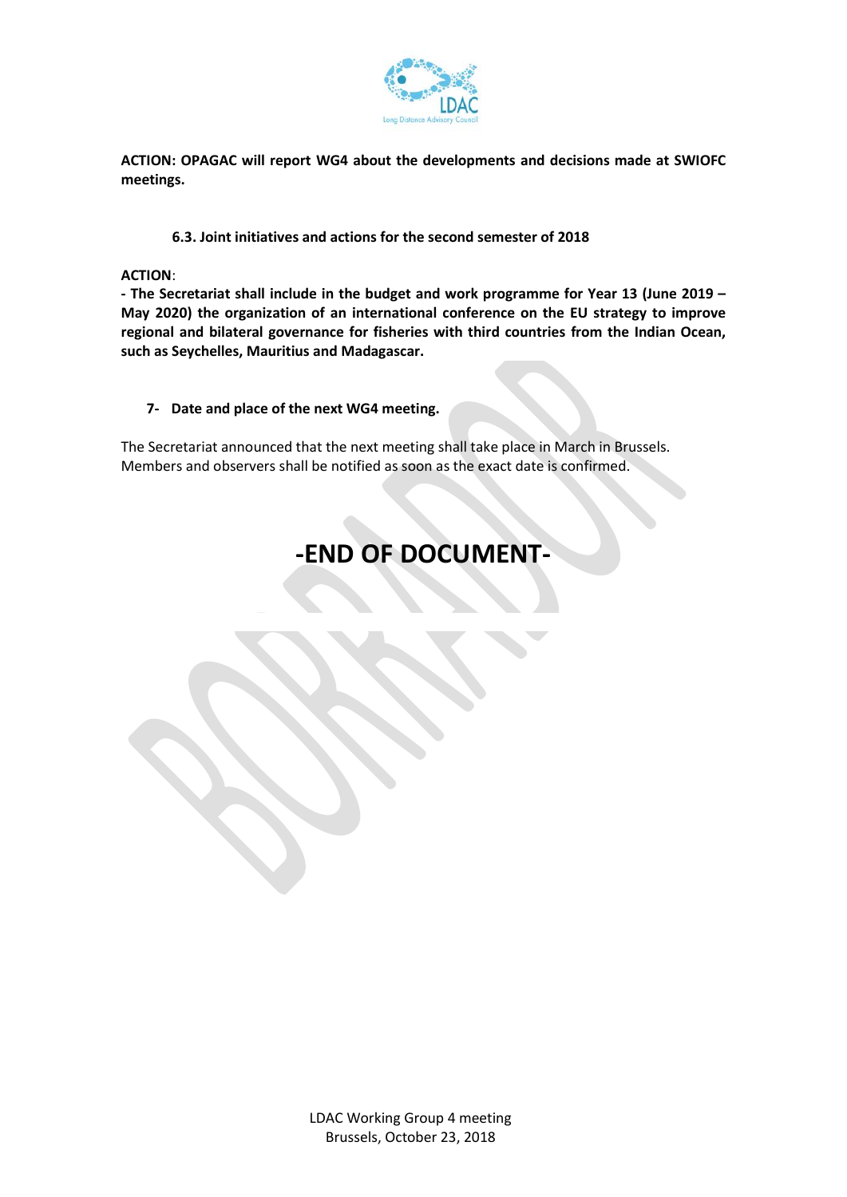**ACTION: OPAGAC will report WG4 about the developments and decisions made at SWIOFC meetings.**

### 6.3. Joint initiatives and actions for the second semester of 2018

**ACTION**:

**- The Secretariat shall include in the budget and work programme for Year 13 (June 2019 – May 2020) the organization of an international conference on the EU strategy to improve regional and bilateral governance for fisheries with third countries from the Indian Ocean, such as Seychelles, Mauritius and Madagascar.**

## 7- Date and place of the next WG4 meeting.

The Secretariat announced that the next meeting shall take place in March in Brussels. Members and observers shall be notified as soon as the exact date is confirmed.

# -END OF DOCUMENT-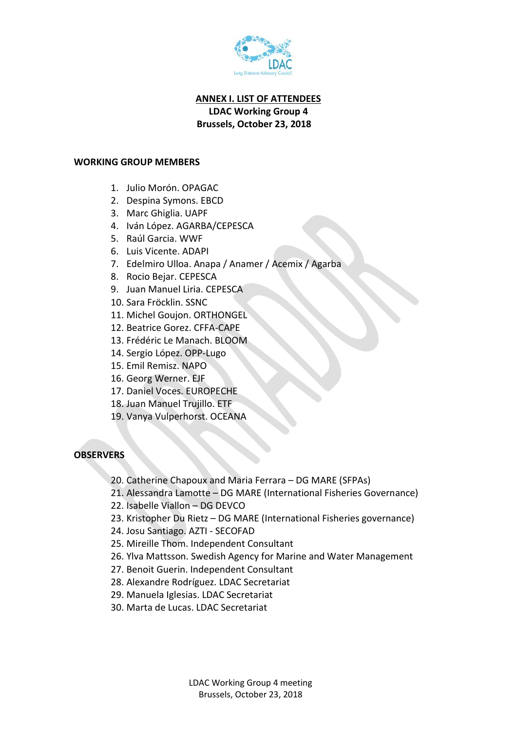**ANNEX I. LIST OF ATTENDEES**
**LDAC Working Group 4**
**Brussels, October 23, 2018**

**WORKING GROUP MEMBERS**

1. Julio Morón. OPAGAC
2. Despina Symons. EBCD
3. Marc Ghiglia. UAPF
4. Iván López. AGARBA/CEPESCA
5. Raúl Garcia. WWF
6. Luis Vicente. ADAPI
7. Edelmiro Ulloa. Anapa / Anamer / Acemix / Agarba
8. Rocio Bejar. CEPESCA
9. Juan Manuel Liria. CEPESCA
10. Sara Fröcklin. SSNC
11. Michel Goujon. ORTHONGEL
12. Beatrice Gorez. CFFA-CAPE
13. Frédéric Le Manach. BLOOM
14. Sergio López. OPP-Lugo
15. Emil Remisz. NAPO
16. Georg Werner. EJF
17. Daniel Voces. EUROPECHE
18. Juan Manuel Trujillo. ETF
19. Vanya Vulperhorst. OCEANA

**OBSERVERS**

20. Catherine Chapoux and Maria Ferrara – DG MARE (SFPAs)
21. Alessandra Lamotte – DG MARE (International Fisheries Governance)
22. Isabelle Viallon – DG DEVCO
23. Kristopher Du Rietz – DG MARE (International Fisheries governance)
24. Josu Santiago. AZTI - SECOFAD
25. Mireille Thom. Independent Consultant
26. Ylva Mattsson. Swedish Agency for Marine and Water Management
27. Benoit Guerin. Independent Consultant
28. Alexandre Rodríguez. LDAC Secretariat
29. Manuela Iglesias. LDAC Secretariat
30. Marta de Lucas. LDAC Secretariat